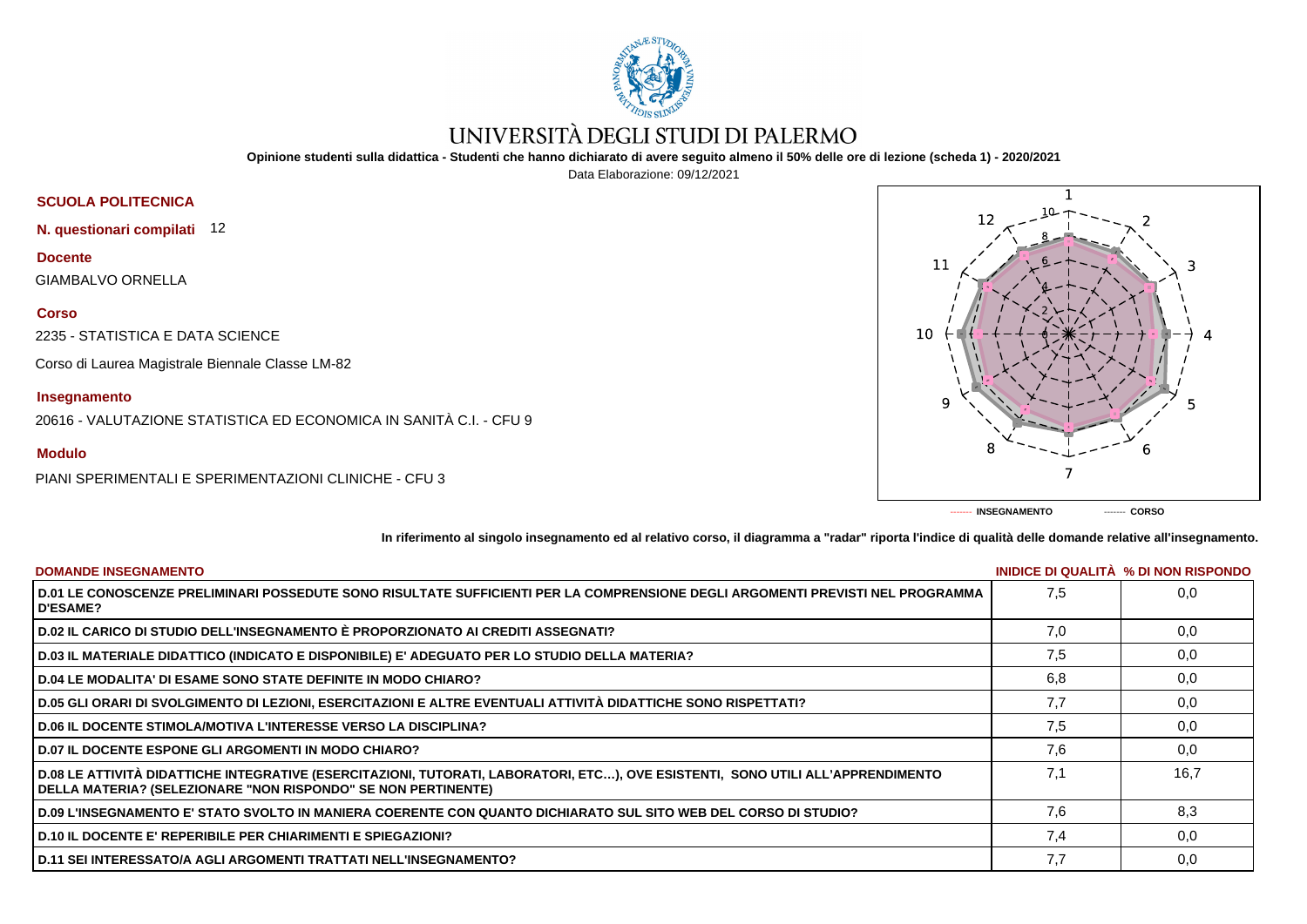# UNIVERSITÀ DEGLI STUDI DI PALERMO

**Opinione studenti sulla didattica - Studenti che hanno dichiarato di avere seguito almeno il 50% delle ore di lezione (scheda 1) - 2020/2021**

Data Elaborazione: 09/12/2021

**SCUOLA POLITECNICA**

**N. questionari compilati** 12

**Docente**

GIAMBALVO ORNELLA

**Corso**

2235 - STATISTICA E DATA SCIENCE

Corso di Laurea Magistrale Biennale Classe LM-82

**Insegnamento**

20616 - VALUTAZIONE STATISTICA ED ECONOMICA IN SANITÀ C.I. - CFU 9

**Modulo**

PIANI SPERIMENTALI E SPERIMENTAZIONI CLINICHE - CFU 3

------- INSEGNAMENTO ------- CORSO

**In riferimento al singolo insegnamento ed al relativo corso, il diagramma a "radar" riporta l'indice di qualità delle domande relative all'insegnamento.**

| DOMANDE INSEGNAMENTO | INIDICE DI QUALITÀ | % DI NON RISPONDO |
|---|---|---|
| D.01 LE CONOSCENZE PRELIMINARI POSSEDUTE SONO RISULTATE SUFFICIENTI PER LA COMPRENSIONE DEGLI ARGOMENTI PREVISTI NEL PROGRAMMA D'ESAME? | 7,5 | 0,0 |
| D.02 IL CARICO DI STUDIO DELL'INSEGNAMENTO È PROPORZIONATO AI CREDITI ASSEGNATI? | 7,0 | 0,0 |
| D.03 IL MATERIALE DIDATTICO (INDICATO E DISPONIBILE) E' ADEGUATO PER LO STUDIO DELLA MATERIA? | 7,5 | 0,0 |
| D.04 LE MODALITA' DI ESAME SONO STATE DEFINITE IN MODO CHIARO? | 6,8 | 0,0 |
| D.05 GLI ORARI DI SVOLGIMENTO DI LEZIONI, ESERCITAZIONI E ALTRE EVENTUALI ATTIVITÀ DIDATTICHE SONO RISPETTATI? | 7,7 | 0,0 |
| D.06 IL DOCENTE STIMOLA/MOTIVA L'INTERESSE VERSO LA DISCIPLINA? | 7,5 | 0,0 |
| D.07 IL DOCENTE ESPONE GLI ARGOMENTI IN MODO CHIARO? | 7,6 | 0,0 |
| D.08 LE ATTIVITÀ DIDATTICHE INTEGRATIVE (ESERCITAZIONI, TUTORATI, LABORATORI, ETC…), OVE ESISTENTI, SONO UTILI ALL'APPRENDIMENTO DELLA MATERIA? (SELEZIONARE "NON RISPONDO" SE NON PERTINENTE) | 7,1 | 16,7 |
| D.09 L'INSEGNAMENTO E' STATO SVOLTO IN MANIERA COERENTE CON QUANTO DICHIARATO SUL SITO WEB DEL CORSO DI STUDIO? | 7,6 | 8,3 |
| D.10 IL DOCENTE E' REPERIBILE PER CHIARIMENTI E SPIEGAZIONI? | 7,4 | 0,0 |
| D.11 SEI INTERESSATO/A AGLI ARGOMENTI TRATTATI NELL'INSEGNAMENTO? | 7,7 | 0,0 |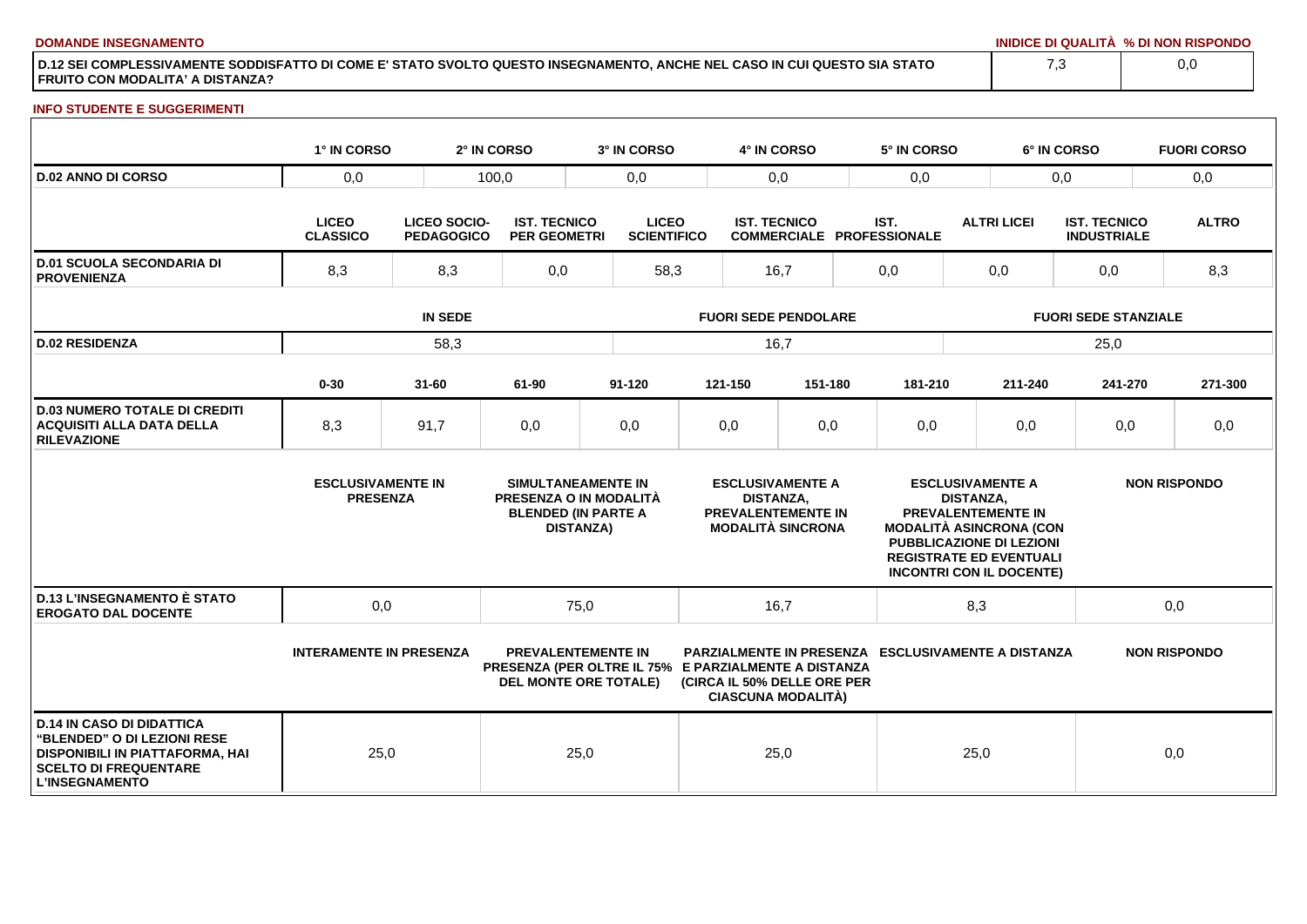**DOMANDE INSEGNAMENTO**

| | INIDICE DI QUALITÀ | % DI NON RISPONDO |
|---|---|---|
| D.12 SEI COMPLESSIVAMENTE SODDISFATTO DI COME E' STATO SVOLTO QUESTO INSEGNAMENTO, ANCHE NEL CASO IN CUI QUESTO SIA STATO FRUITO CON MODALITA' A DISTANZA? | 7,3 | 0,0 |

**INFO STUDENTE E SUGGERIMENTI**

| | 1° IN CORSO | 2° IN CORSO | 3° IN CORSO | 4° IN CORSO | 5° IN CORSO | 6° IN CORSO | FUORI CORSO |
|---|---|---|---|---|---|---|---|
| D.02 ANNO DI CORSO | 0,0 | 100,0 | 0,0 | 0,0 | 0,0 | 0,0 | 0,0 |

| | LICEO CLASSICO | LICEO SOCIO-PEDAGOGICO | IST. TECNICO PER GEOMETRI | LICEO SCIENTIFICO | IST. TECNICO COMMERCIALE | IST. PROFESSIONALE | ALTRI LICEI | IST. TECNICO INDUSTRIALE | ALTRO |
|---|---|---|---|---|---|---|---|---|---|
| D.01 SCUOLA SECONDARIA DI PROVENIENZA | 8,3 | 8,3 | 0,0 | 58,3 | 16,7 | 0,0 | 0,0 | 0,0 | 8,3 |

| | IN SEDE | FUORI SEDE PENDOLARE | FUORI SEDE STANZIALE |
|---|---|---|---|
| D.02 RESIDENZA | 58,3 | 16,7 | 25,0 |

| | 0-30 | 31-60 | 61-90 | 91-120 | 121-150 | 151-180 | 181-210 | 211-240 | 241-270 | 271-300 |
|---|---|---|---|---|---|---|---|---|---|---|
| D.03 NUMERO TOTALE DI CREDITI ACQUISITI ALLA DATA DELLA RILEVAZIONE | 8,3 | 91,7 | 0,0 | 0,0 | 0,0 | 0,0 | 0,0 | 0,0 | 0,0 | 0,0 |

| | ESCLUSIVAMENTE IN PRESENZA | SIMULTANEAMENTE IN PRESENZA O IN MODALITÀ BLENDED (IN PARTE A DISTANZA) | ESCLUSIVAMENTE A DISTANZA, PREVALENTEMENTE IN MODALITÀ SINCRONA | ESCLUSIVAMENTE A DISTANZA, PREVALENTEMENTE IN MODALITÀ ASINCRONA (CON PUBBLICAZIONE DI LEZIONI REGISTRATE ED EVENTUALI INCONTRI CON IL DOCENTE) | NON RISPONDO |
|---|---|---|---|---|---|
| D.13 L'INSEGNAMENTO È STATO EROGATO DAL DOCENTE | 0,0 | 75,0 | 16,7 | 8,3 | 0,0 |

| | INTERAMENTE IN PRESENZA | PREVALENTEMENTE IN PRESENZA (PER OLTRE IL 75% DEL MONTE ORE TOTALE) | PARZIALMENTE IN PRESENZA E PARZIALMENTE A DISTANZA (CIRCA IL 50% DELLE ORE PER CIASCUNA MODALITÀ) | ESCLUSIVAMENTE A DISTANZA | NON RISPONDO |
|---|---|---|---|---|---|
| D.14 IN CASO DI DIDATTICA "BLENDED" O DI LEZIONI RESE DISPONIBILI IN PIATTAFORMA, HAI SCELTO DI FREQUENTARE L'INSEGNAMENTO | 25,0 | 25,0 | 25,0 | 25,0 | 0,0 |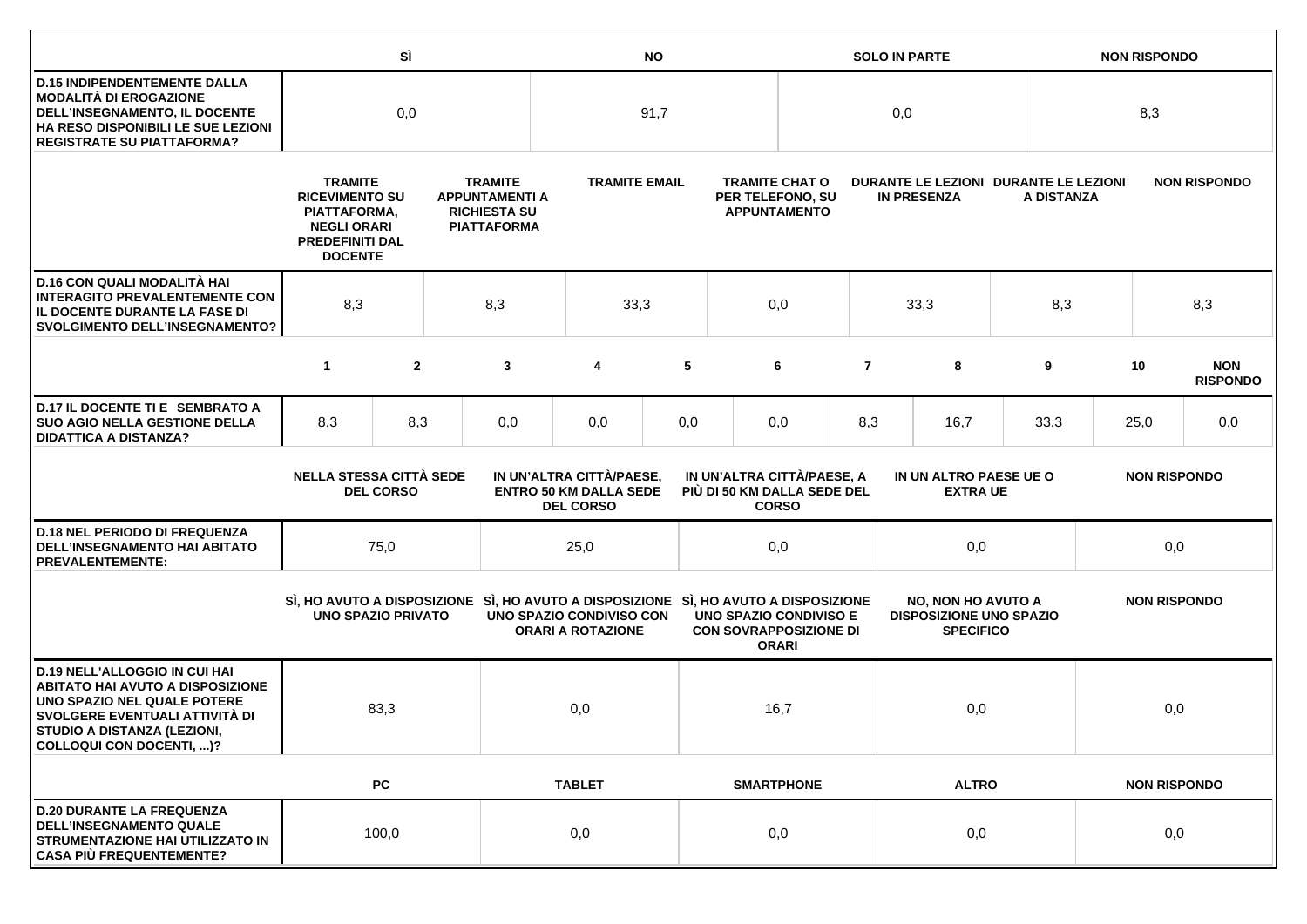| | SÌ | NO | SOLO IN PARTE | NON RISPONDO |
|---|---|---|---|---|
| **D.15 INDIPENDENTEMENTE DALLA MODALITÀ DI EROGAZIONE DELL'INSEGNAMENTO, IL DOCENTE HA RESO DISPONIBILI LE SUE LEZIONI REGISTRATE SU PIATTAFORMA?** | 0,0 | 91,7 | 0,0 | 8,3 |

| | TRAMITE RICEVIMENTO SU PIATTAFORMA, NEGLI ORARI PREDEFINITI DAL DOCENTE | TRAMITE APPUNTAMENTI A RICHIESTA SU PIATTAFORMA | TRAMITE EMAIL | TRAMITE CHAT O PER TELEFONO, SU APPUNTAMENTO | DURANTE LE LEZIONI IN PRESENZA | DURANTE LE LEZIONI A DISTANZA | NON RISPONDO |
|---|---|---|---|---|---|---|---|
| **D.16 CON QUALI MODALITÀ HAI INTERAGITO PREVALENTEMENTE CON IL DOCENTE DURANTE LA FASE DI SVOLGIMENTO DELL'INSEGNAMENTO?** | 8,3 | 8,3 | 33,3 | 0,0 | 33,3 | 8,3 | 8,3 |

| | 1 | 2 | 3 | 4 | 5 | 6 | 7 | 8 | 9 | 10 | NON RISPONDO |
|---|---|---|---|---|---|---|---|---|---|---|---|
| **D.17 IL DOCENTE TI E SEMBRATO A SUO AGIO NELLA GESTIONE DELLA DIDATTICA A DISTANZA?** | 8,3 | 8,3 | 0,0 | 0,0 | 0,0 | 0,0 | 8,3 | 16,7 | 33,3 | 25,0 | 0,0 |

| | NELLA STESSA CITTÀ SEDE DEL CORSO | IN UN'ALTRA CITTÀ/PAESE, ENTRO 50 KM DALLA SEDE DEL CORSO | IN UN'ALTRA CITTÀ/PAESE, A PIÙ DI 50 KM DALLA SEDE DEL CORSO | IN UN ALTRO PAESE UE O EXTRA UE | NON RISPONDO |
|---|---|---|---|---|---|
| **D.18 NEL PERIODO DI FREQUENZA DELL'INSEGNAMENTO HAI ABITATO PREVALENTEMENTE:** | 75,0 | 25,0 | 0,0 | 0,0 | 0,0 |

| | SÌ, HO AVUTO A DISPOSIZIONE UNO SPAZIO PRIVATO | SÌ, HO AVUTO A DISPOSIZIONE UNO SPAZIO CONDIVISO CON ORARI A ROTAZIONE | SÌ, HO AVUTO A DISPOSIZIONE UNO SPAZIO CONDIVISO E CON SOVRAPPOSIZIONE DI ORARI | NO, NON HO AVUTO A DISPOSIZIONE UNO SPAZIO SPECIFICO | NON RISPONDO |
|---|---|---|---|---|---|
| **D.19 NELL'ALLOGGIO IN CUI HAI ABITATO HAI AVUTO A DISPOSIZIONE UNO SPAZIO NEL QUALE POTERE SVOLGERE EVENTUALI ATTIVITÀ DI STUDIO A DISTANZA (LEZIONI, COLLOQUI CON DOCENTI, ...)?** | 83,3 | 0,0 | 16,7 | 0,0 | 0,0 |

| | PC | TABLET | SMARTPHONE | ALTRO | NON RISPONDO |
|---|---|---|---|---|---|
| **D.20 DURANTE LA FREQUENZA DELL'INSEGNAMENTO QUALE STRUMENTAZIONE HAI UTILIZZATO IN CASA PIÙ FREQUENTEMENTE?** | 100,0 | 0,0 | 0,0 | 0,0 | 0,0 |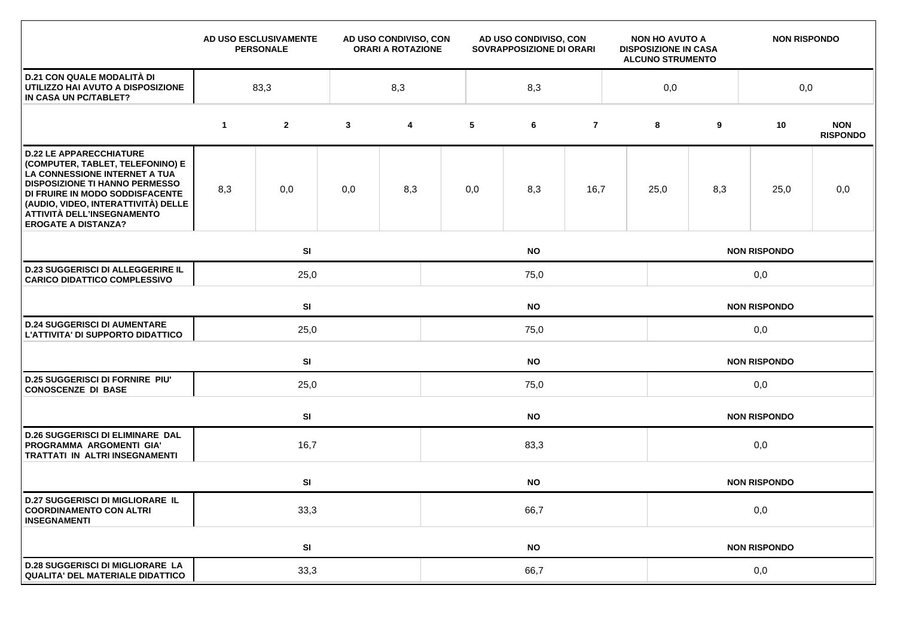| | AD USO ESCLUSIVAMENTE PERSONALE | AD USO CONDIVISO, CON ORARI A ROTAZIONE | AD USO CONDIVISO, CON SOVRAPPOSIZIONE DI ORARI | NON HO AVUTO A DISPOSIZIONE IN CASA ALCUNO STRUMENTO | NON RISPONDO |
|---|---|---|---|---|---|
| **D.21 CON QUALE MODALITÀ DI UTILIZZO HAI AVUTO A DISPOSIZIONE IN CASA UN PC/TABLET?** | 83,3 | 8,3 | 8,3 | 0,0 | 0,0 |

| | 1 | 2 | 3 | 4 | 5 | 6 | 7 | 8 | 9 | 10 | NON RISPONDO |
|---|---|---|---|---|---|---|---|---|---|---|---|
| **D.22 LE APPARECCHIATURE (COMPUTER, TABLET, TELEFONINO) E LA CONNESSIONE INTERNET A TUA DISPOSIZIONE TI HANNO PERMESSO DI FRUIRE IN MODO SODDISFACENTE (AUDIO, VIDEO, INTERATTIVITÀ) DELLE ATTIVITÀ DELL'INSEGNAMENTO EROGATE A DISTANZA?** | 8,3 | 0,0 | 0,0 | 8,3 | 0,0 | 8,3 | 16,7 | 25,0 | 8,3 | 25,0 | 0,0 |

| | SI | NO | NON RISPONDO |
|---|---|---|---|
| **D.23 SUGGERISCI DI ALLEGGERIRE IL CARICO DIDATTICO COMPLESSIVO** | 25,0 | 75,0 | 0,0 |
| **D.24 SUGGERISCI DI AUMENTARE L'ATTIVITA' DI SUPPORTO DIDATTICO** | 25,0 | 75,0 | 0,0 |
| **D.25 SUGGERISCI DI FORNIRE PIU' CONOSCENZE DI BASE** | 25,0 | 75,0 | 0,0 |
| **D.26 SUGGERISCI DI ELIMINARE DAL PROGRAMMA ARGOMENTI GIA' TRATTATI IN ALTRI INSEGNAMENTI** | 16,7 | 83,3 | 0,0 |
| **D.27 SUGGERISCI DI MIGLIORARE IL COORDINAMENTO CON ALTRI INSEGNAMENTI** | 33,3 | 66,7 | 0,0 |
| **D.28 SUGGERISCI DI MIGLIORARE LA QUALITA' DEL MATERIALE DIDATTICO** | 33,3 | 66,7 | 0,0 |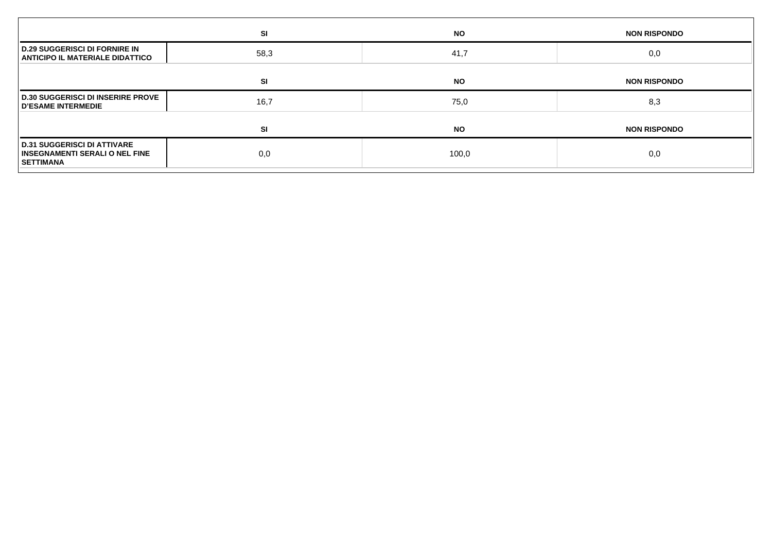| | SI | NO | NON RISPONDO |
| --- | --- | --- | --- |
| **D.29 SUGGERISCI DI FORNIRE IN ANTICIPO IL MATERIALE DIDATTICO** | 58,3 | 41,7 | 0,0 |

| | SI | NO | NON RISPONDO |
| --- | --- | --- | --- |
| **D.30 SUGGERISCI DI INSERIRE PROVE D'ESAME INTERMEDIE** | 16,7 | 75,0 | 8,3 |

| | SI | NO | NON RISPONDO |
| --- | --- | --- | --- |
| **D.31 SUGGERISCI DI ATTIVARE INSEGNAMENTI SERALI O NEL FINE SETTIMANA** | 0,0 | 100,0 | 0,0 |